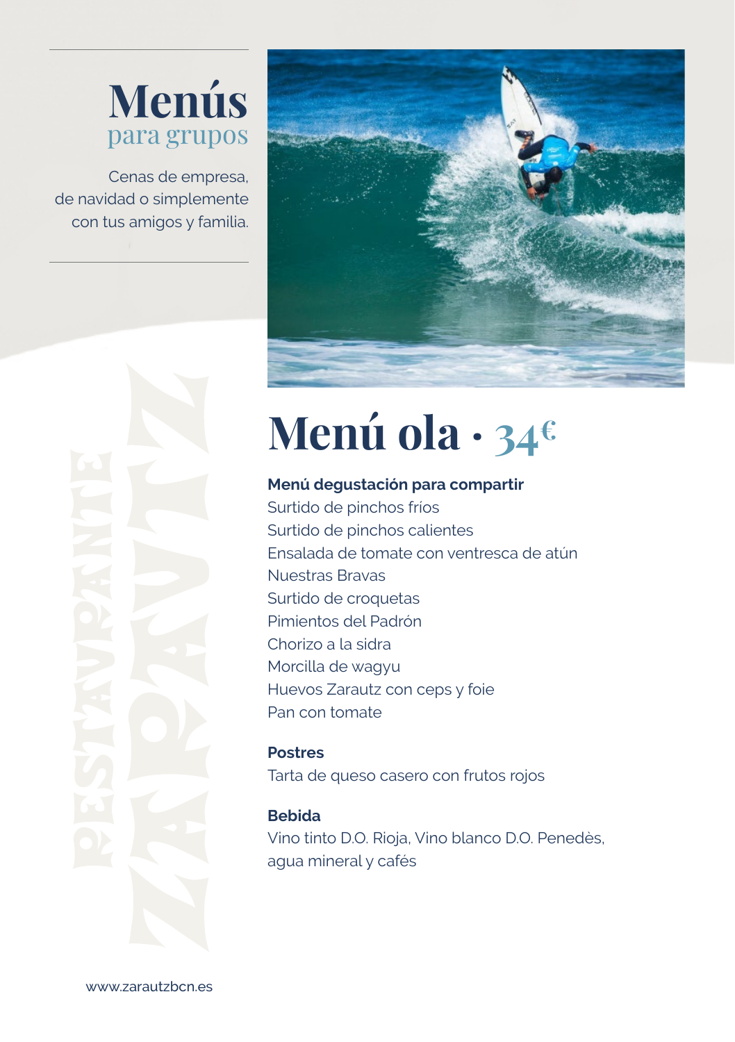# Menús
## para grupos

Cenas de empresa, de navidad o simplemente con tus amigos y familia.

# Menú ola · 34€

**Menú degustación para compartir**

Surtido de pinchos fríos
Surtido de pinchos calientes
Ensalada de tomate con ventresca de atún
Nuestras Bravas
Surtido de croquetas
Pimientos del Padrón
Chorizo a la sidra
Morcilla de wagyu
Huevos Zarautz con ceps y foie
Pan con tomate

**Postres**

Tarta de queso casero con frutos rojos

**Bebida**

Vino tinto D.O. Rioja, Vino blanco D.O. Penedès, agua mineral y cafés

www.zarautzbcn.es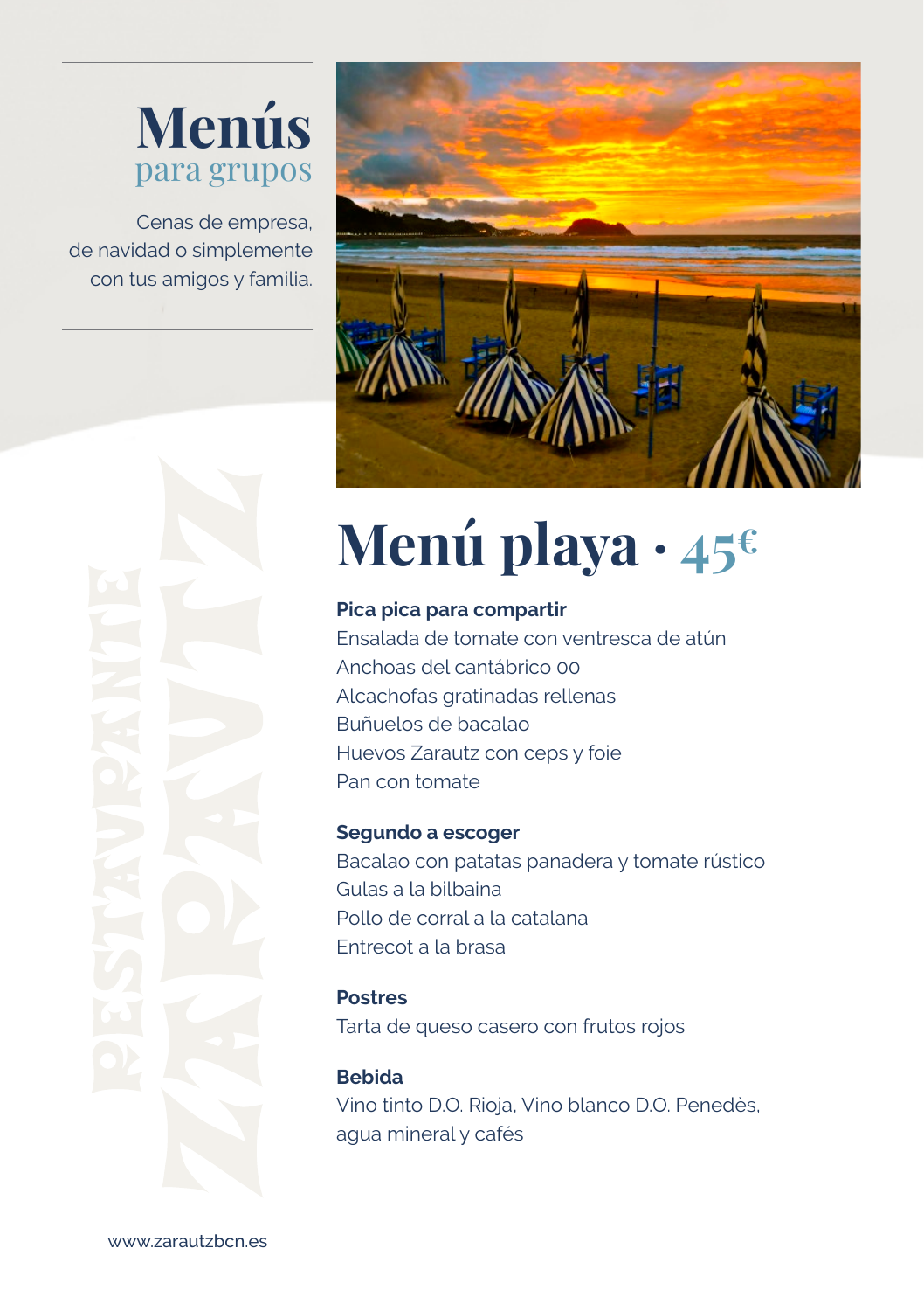# Menús
## para grupos

Cenas de empresa,
de navidad o simplemente
con tus amigos y familia.

# Menú playa · 45€

**Pica pica para compartir**

Ensalada de tomate con ventresca de atún
Anchoas del cantábrico 00
Alcachofas gratinadas rellenas
Buñuelos de bacalao
Huevos Zarautz con ceps y foie
Pan con tomate

**Segundo a escoger**

Bacalao con patatas panadera y tomate rústico
Gulas a la bilbaina
Pollo de corral a la catalana
Entrecot a la brasa

**Postres**

Tarta de queso casero con frutos rojos

**Bebida**

Vino tinto D.O. Rioja, Vino blanco D.O. Penedès,
agua mineral y cafés

RESTAURANTE ZARAUTZ

www.zarautzbcn.es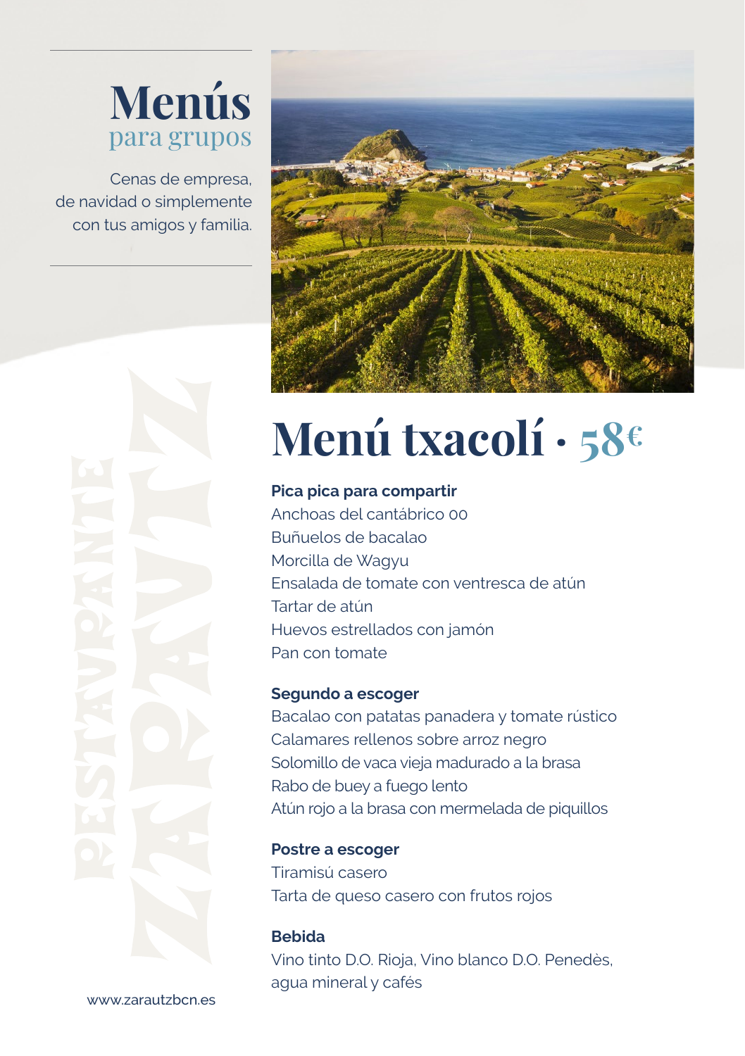# Menús
## para grupos

Cenas de empresa, de navidad o simplemente con tus amigos y familia.

# Menú txacolí · 58€

**Pica pica para compartir**
Anchoas del cantábrico 00
Buñuelos de bacalao
Morcilla de Wagyu
Ensalada de tomate con ventresca de atún
Tartar de atún
Huevos estrellados con jamón
Pan con tomate

**Segundo a escoger**
Bacalao con patatas panadera y tomate rústico
Calamares rellenos sobre arroz negro
Solomillo de vaca vieja madurado a la brasa
Rabo de buey a fuego lento
Atún rojo a la brasa con mermelada de piquillos

**Postre a escoger**
Tiramisú casero
Tarta de queso casero con frutos rojos

**Bebida**
Vino tinto D.O. Rioja, Vino blanco D.O. Penedès, agua mineral y cafés

RESTAURANTE ZARAUTZ

www.zarautzbcn.es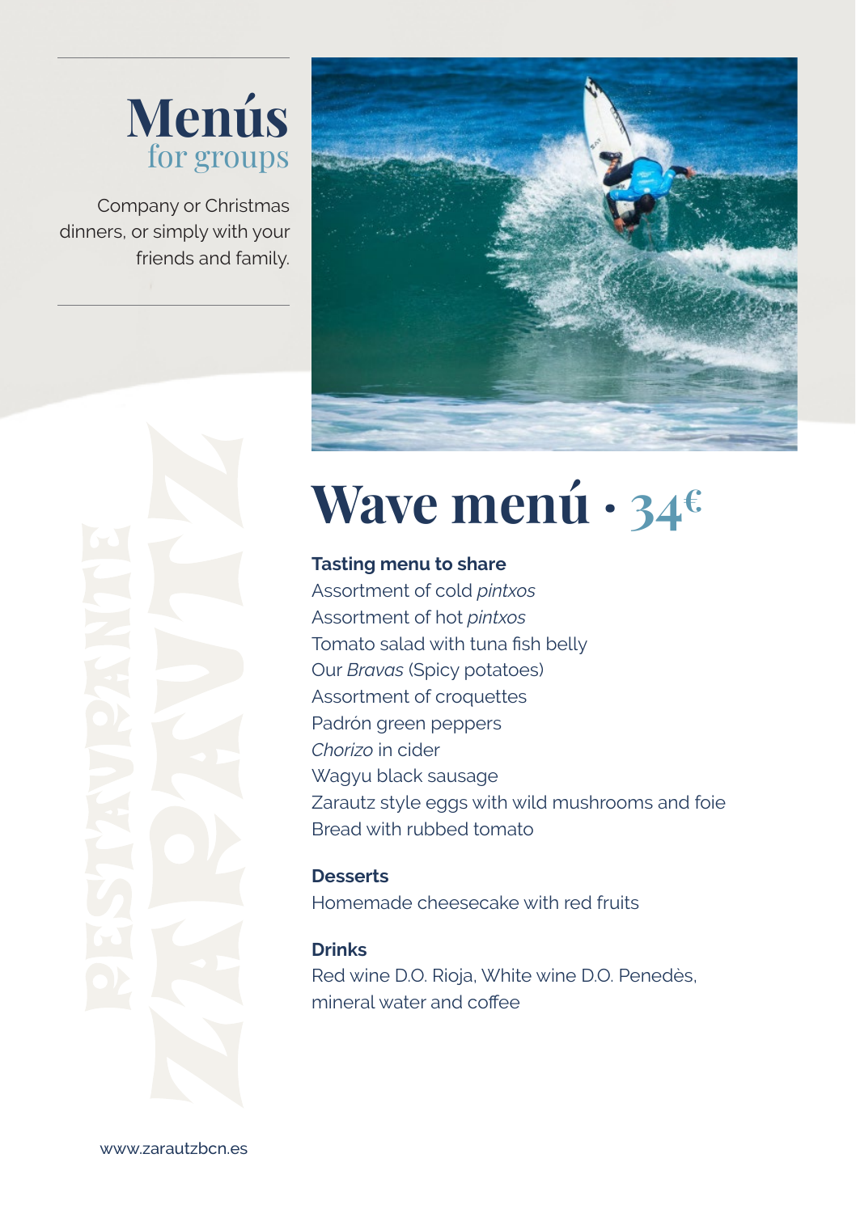# Menús
## for groups

Company or Christmas dinners, or simply with your friends and family.

# Wave menú · 34€

**Tasting menu to share**

Assortment of cold *pintxos*
Assortment of hot *pintxos*
Tomato salad with tuna fish belly
Our *Bravas* (Spicy potatoes)
Assortment of croquettes
Padrón green peppers
*Chorizo* in cider
Wagyu black sausage
Zarautz style eggs with wild mushrooms and foie
Bread with rubbed tomato

**Desserts**

Homemade cheesecake with red fruits

**Drinks**

Red wine D.O. Rioja, White wine D.O. Penedès, mineral water and coffee

www.zarautzbcn.es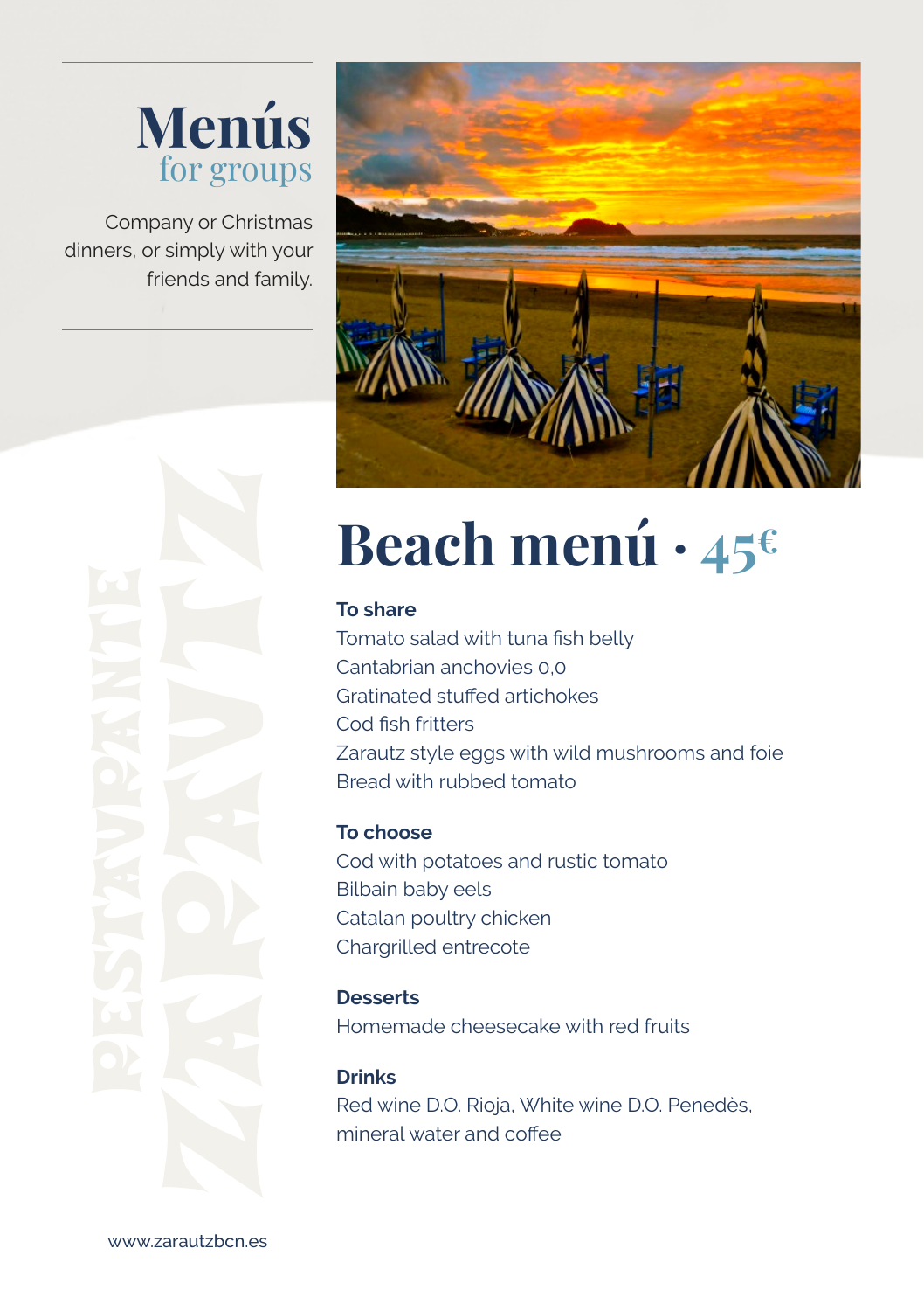# Menús
## for groups

Company or Christmas dinners, or simply with your friends and family.

# Beach menú · 45€

**To share**

Tomato salad with tuna fish belly
Cantabrian anchovies 0,0
Gratinated stuffed artichokes
Cod fish fritters
Zarautz style eggs with wild mushrooms and foie
Bread with rubbed tomato

**To choose**

Cod with potatoes and rustic tomato
Bilbain baby eels
Catalan poultry chicken
Chargrilled entrecote

**Desserts**

Homemade cheesecake with red fruits

**Drinks**

Red wine D.O. Rioja, White wine D.O. Penedès, mineral water and coffee

RESTAURANTE ZARAUTZ

www.zarautzbcn.es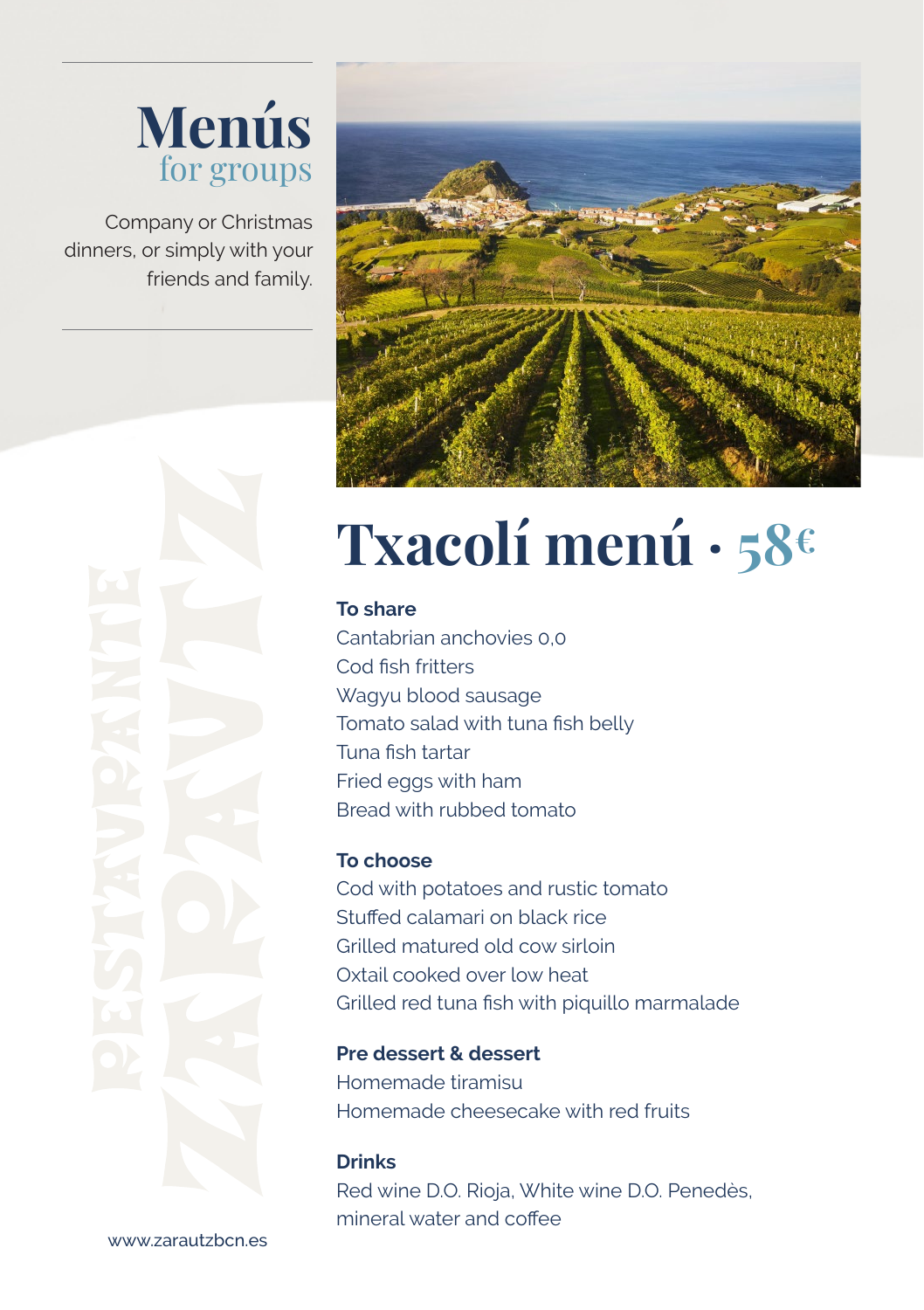# Menús
## for groups

Company or Christmas dinners, or simply with your friends and family.

# Txacolí menú · 58€

**To share**

Cantabrian anchovies 0,0
Cod fish fritters
Wagyu blood sausage
Tomato salad with tuna fish belly
Tuna fish tartar
Fried eggs with ham
Bread with rubbed tomato

**To choose**

Cod with potatoes and rustic tomato
Stuffed calamari on black rice
Grilled matured old cow sirloin
Oxtail cooked over low heat
Grilled red tuna fish with piquillo marmalade

**Pre dessert & dessert**

Homemade tiramisu
Homemade cheesecake with red fruits

**Drinks**

Red wine D.O. Rioja, White wine D.O. Penedès, mineral water and coffee

www.zarautzbcn.es